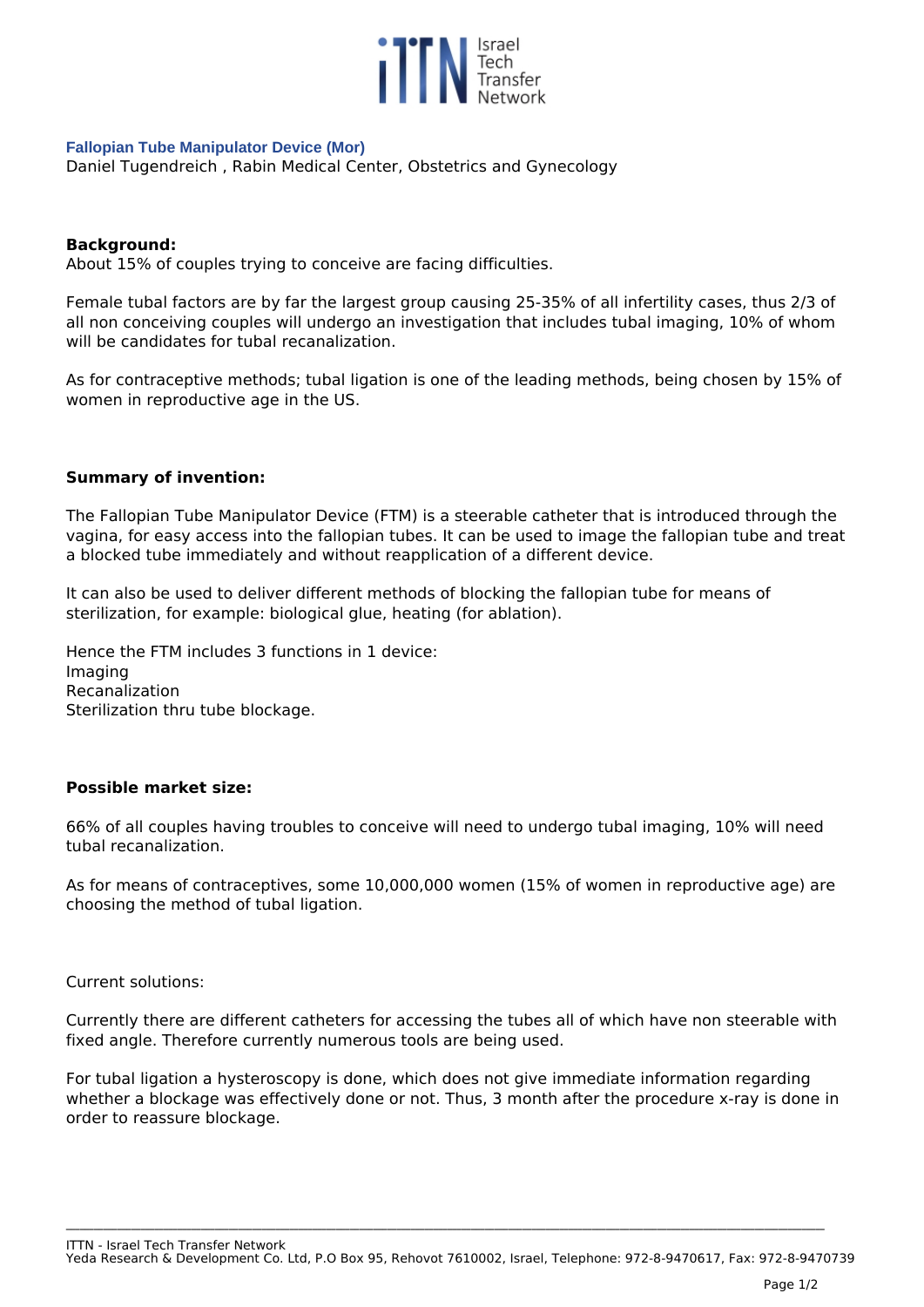**Fallopian Tube Manipulator Device (Mor)**

Daniel Tugendreich , Rabin Medical Center, Obstetrics and Gynecology

**Background:**

About 15% of couples trying to conceive are facing difficulties.

Female tubal factors are by far the largest group causing 25-35% of all infertility cases, thus 2/3 of all non conceiving couples will undergo an investigation that includes tubal imaging, 10% of whom will be candidates for tubal recanalization.

As for contraceptive methods; tubal ligation is one of the leading methods, being chosen by 15% of women in reproductive age in the US.

**Summary of invention:**

The Fallopian Tube Manipulator Device (FTM) is a steerable catheter that is introduced through the vagina, for easy access into the fallopian tubes. It can be used to image the fallopian tube and treat a blocked tube immediately and without reapplication of a different device.

It can also be used to deliver different methods of blocking the fallopian tube for means of sterilization, for example: biological glue, heating (for ablation).

Hence the FTM includes 3 functions in 1 device:
Imaging
Recanalization
Sterilization thru tube blockage.

**Possible market size:**

66% of all couples having troubles to conceive will need to undergo tubal imaging, 10% will need tubal recanalization.

As for means of contraceptives, some 10,000,000 women (15% of women in reproductive age) are choosing the method of tubal ligation.

Current solutions:

Currently there are different catheters for accessing the tubes all of which have non steerable with fixed angle. Therefore currently numerous tools are being used.

For tubal ligation a hysteroscopy is done, which does not give immediate information regarding whether a blockage was effectively done or not. Thus, 3 month after the procedure x-ray is done in order to reassure blockage.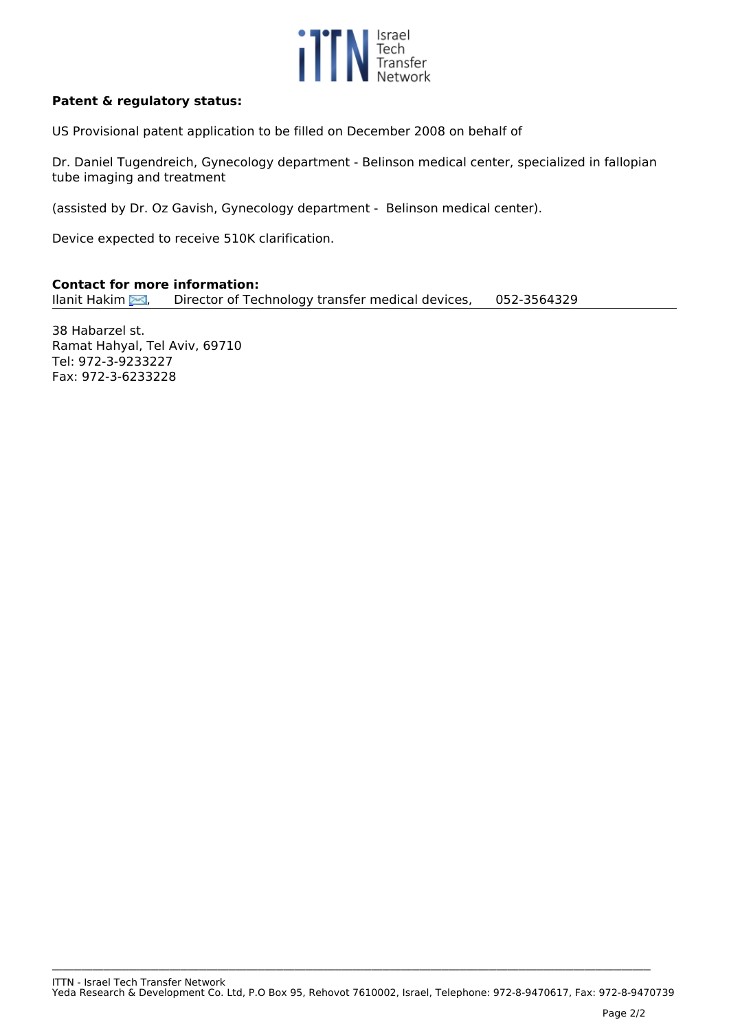**Patent & regulatory status:**

US Provisional patent application to be filled on December 2008 on behalf of

Dr. Daniel Tugendreich, Gynecology department - Belinson medical center, specialized in fallopian tube imaging and treatment

(assisted by Dr. Oz Gavish, Gynecology department - Belinson medical center).

Device expected to receive 510K clarification.

**Contact for more information:**
Ilanit Hakim, Director of Technology transfer medical devices, 052-3564329

38 Habarzel st.
Ramat Hahyal, Tel Aviv, 69710
Tel: 972-3-9233227
Fax: 972-3-6233228